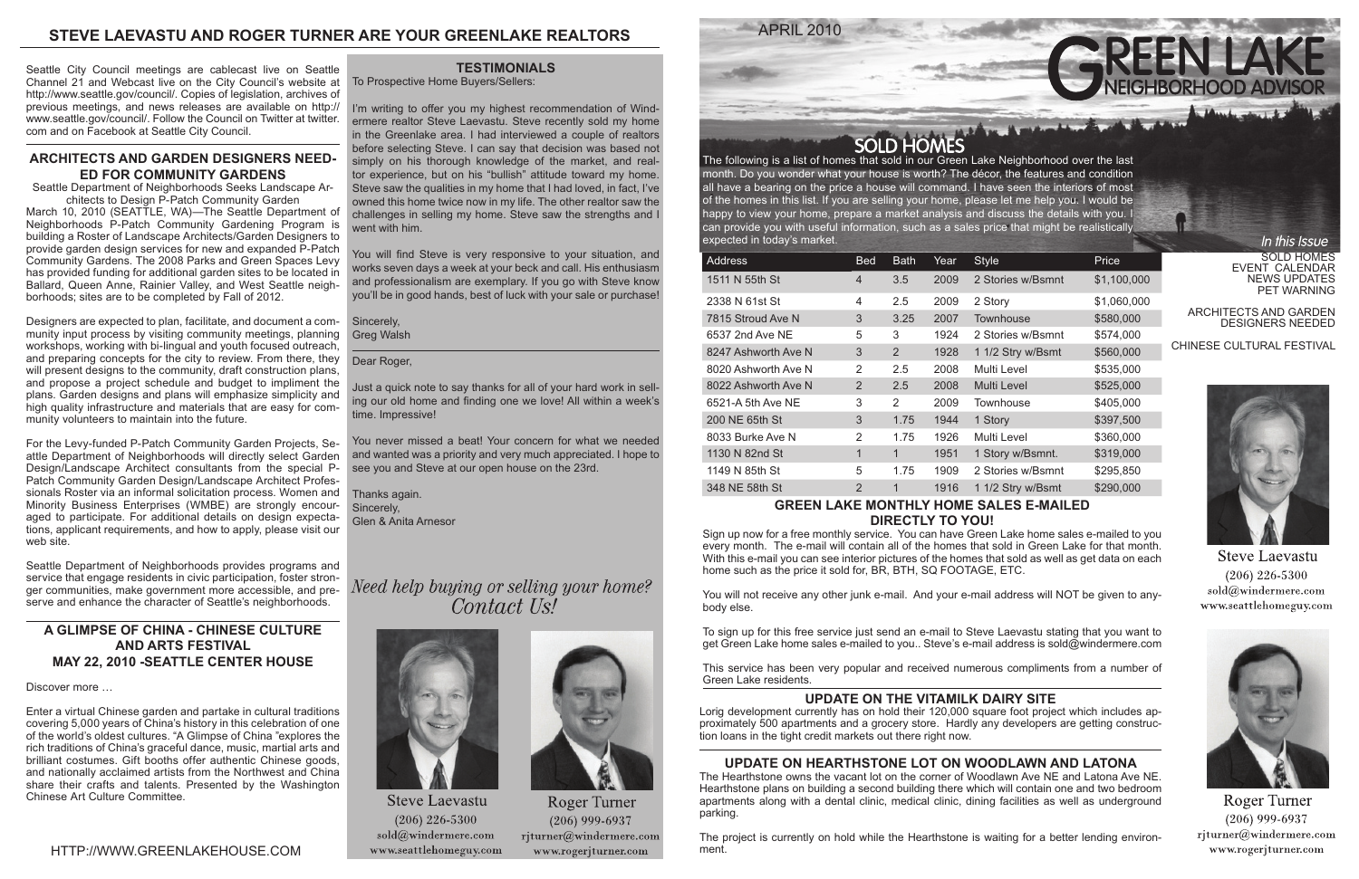# STEVE LAEVASTU AND ROGER TURNER ARE YOUR GREENLAKE REALTORS

Seattle City Council meetings are cablecast live on Seattle Channel 21 and Webcast live on the City Council's website at http://www.seattle.gov/council/. Copies of legislation, archives of previous meetings, and news releases are available on http://www.seattle.gov/council/. Follow the Council on Twitter at twitter.com and on Facebook at Seattle City Council.

## ARCHITECTS AND GARDEN DESIGNERS NEEDED FOR COMMUNITY GARDENS

Seattle Department of Neighborhoods Seeks Landscape Architects to Design P-Patch Community Garden

March 10, 2010 (SEATTLE, WA)—The Seattle Department of Neighborhoods P-Patch Community Gardening Program is building a Roster of Landscape Architects/Garden Designers to provide garden design services for new and expanded P-Patch Community Gardens. The 2008 Parks and Green Spaces Levy has provided funding for additional garden sites to be located in Ballard, Queen Anne, Rainier Valley, and West Seattle neighborhoods; sites are to be completed by Fall of 2012.

Designers are expected to plan, facilitate, and document a community input process by visiting community meetings, planning workshops, working with bi-lingual and youth focused outreach, and preparing concepts for the city to review. From there, they will present designs to the community, draft construction plans, and propose a project schedule and budget to impliment the plans. Garden designs and plans will emphasize simplicity and high quality infrastructure and materials that are easy for community volunteers to maintain into the future.

For the Levy-funded P-Patch Community Garden Projects, Seattle Department of Neighborhoods will directly select Garden Design/Landscape Architect consultants from the special P-Patch Community Garden Design/Landscape Architect Professionals Roster via an informal solicitation process. Women and Minority Business Enterprises (WMBE) are strongly encouraged to participate. For additional details on design expectations, applicant requirements, and how to apply, please visit our web site.

Seattle Department of Neighborhoods provides programs and service that engage residents in civic participation, foster stronger communities, make government more accessible, and preserve and enhance the character of Seattle's neighborhoods.

## A GLIMPSE OF CHINA - CHINESE CULTURE AND ARTS FESTIVAL MAY 22, 2010 -SEATTLE CENTER HOUSE

Discover more …

Enter a virtual Chinese garden and partake in cultural traditions covering 5,000 years of China's history in this celebration of one of the world's oldest cultures. "A Glimpse of China "explores the rich traditions of China's graceful dance, music, martial arts and brilliant costumes. Gift booths offer authentic Chinese goods, and nationally acclaimed artists from the Northwest and China share their crafts and talents. Presented by the Washington Chinese Art Culture Committee.

HTTP://WWW.GREENLAKEHOUSE.COM

## TESTIMONIALS

To Prospective Home Buyers/Sellers:

I'm writing to offer you my highest recommendation of Windermere realtor Steve Laevastu. Steve recently sold my home in the Greenlake area. I had interviewed a couple of realtors before selecting Steve. I can say that decision was based not simply on his thorough knowledge of the market, and realtor experience, but on his "bullish" attitude toward my home. Steve saw the qualities in my home that I had loved, in fact, I've owned this home twice now in my life. The other realtor saw the challenges in selling my home. Steve saw the strengths and I went with him.

You will find Steve is very responsive to your situation, and works seven days a week at your beck and call. His enthusiasm and professionalism are exemplary. If you go with Steve know you'll be in good hands, best of luck with your sale or purchase!

Sincerely,
Greg Walsh

Dear Roger,

Just a quick note to say thanks for all of your hard work in selling our old home and finding one we love! All within a week's time. Impressive!

You never missed a beat! Your concern for what we needed and wanted was a priority and very much appreciated. I hope to see you and Steve at our open house on the 23rd.

Thanks again.
Sincerely,
Glen & Anita Arnesor

*Need help buying or selling your home? Contact Us!*

Steve Laevastu
(206) 226-5300
sold@windermere.com
www.seattlehomeguy.com

Roger Turner
(206) 999-6937
rjturner@windermere.com
www.rogerjturner.com

APRIL 2010

# GREEN LAKE NEIGHBORHOOD ADVISOR

## SOLD HOMES

The following is a list of homes that sold in our Green Lake Neighborhood over the last month. Do you wonder what your house is worth? The décor, the features and condition all have a bearing on the price a house will command. I have seen the interiors of most of the homes in this list. If you are selling your home, please let me help you. I would be happy to view your home, prepare a market analysis and discuss the details with you. I can provide you with useful information, such as a sales price that might be realistically expected in today's market.

| Address | Bed | Bath | Year | Style | Price |
|---|---|---|---|---|---|
| 1511 N 55th St | 4 | 3.5 | 2009 | 2 Stories w/Bsmnt | $1,100,000 |
| 2338 N 61st St | 4 | 2.5 | 2009 | 2 Story | $1,060,000 |
| 7815 Stroud Ave N | 3 | 3.25 | 2007 | Townhouse | $580,000 |
| 6537 2nd Ave NE | 5 | 3 | 1924 | 2 Stories w/Bsmnt | $574,000 |
| 8247 Ashworth Ave N | 3 | 2 | 1928 | 1 1/2 Stry w/Bsmt | $560,000 |
| 8020 Ashworth Ave N | 2 | 2.5 | 2008 | Multi Level | $535,000 |
| 8022 Ashworth Ave N | 2 | 2.5 | 2008 | Multi Level | $525,000 |
| 6521-A 5th Ave NE | 3 | 2 | 2009 | Townhouse | $405,000 |
| 200 NE 65th St | 3 | 1.75 | 1944 | 1 Story | $397,500 |
| 8033 Burke Ave N | 2 | 1.75 | 1926 | Multi Level | $360,000 |
| 1130 N 82nd St | 1 | 1 | 1951 | 1 Story w/Bsmnt. | $319,000 |
| 1149 N 85th St | 5 | 1.75 | 1909 | 2 Stories w/Bsmnt | $295,850 |
| 348 NE 58th St | 2 | 1 | 1916 | 1 1/2 Stry w/Bsmt | $290,000 |

## GREEN LAKE MONTHLY HOME SALES E-MAILED DIRECTLY TO YOU!

Sign up now for a free monthly service. You can have Green Lake home sales e-mailed to you every month. The e-mail will contain all of the homes that sold in Green Lake for that month. With this e-mail you can see interior pictures of the homes that sold as well as get data on each home such as the price it sold for, BR, BTH, SQ FOOTAGE, ETC.

You will not receive any other junk e-mail. And your e-mail address will NOT be given to anybody else.

To sign up for this free service just send an e-mail to Steve Laevastu stating that you want to get Green Lake home sales e-mailed to you.. Steve's e-mail address is sold@windermere.com

This service has been very popular and received numerous compliments from a number of Green Lake residents.

## UPDATE ON THE VITAMILK DAIRY SITE

Lorig development currently has on hold their 120,000 square foot project which includes approximately 500 apartments and a grocery store. Hardly any developers are getting construction loans in the tight credit markets out there right now.

## UPDATE ON HEARTHSTONE LOT ON WOODLAWN AND LATONA

The Hearthstone owns the vacant lot on the corner of Woodlawn Ave NE and Latona Ave NE. Hearthstone plans on building a second building there which will contain one and two bedroom apartments along with a dental clinic, medical clinic, dining facilities as well as underground parking.

The project is currently on hold while the Hearthstone is waiting for a better lending environment.

*In this Issue*

SOLD HOMES
EVENT CALENDAR
NEWS UPDATES
PET WARNING

ARCHITECTS AND GARDEN DESIGNERS NEEDED

CHINESE CULTURAL FESTIVAL

Steve Laevastu
(206) 226-5300
sold@windermere.com
www.seattlehomeguy.com

Roger Turner
(206) 999-6937
rjturner@windermere.com
www.rogerjturner.com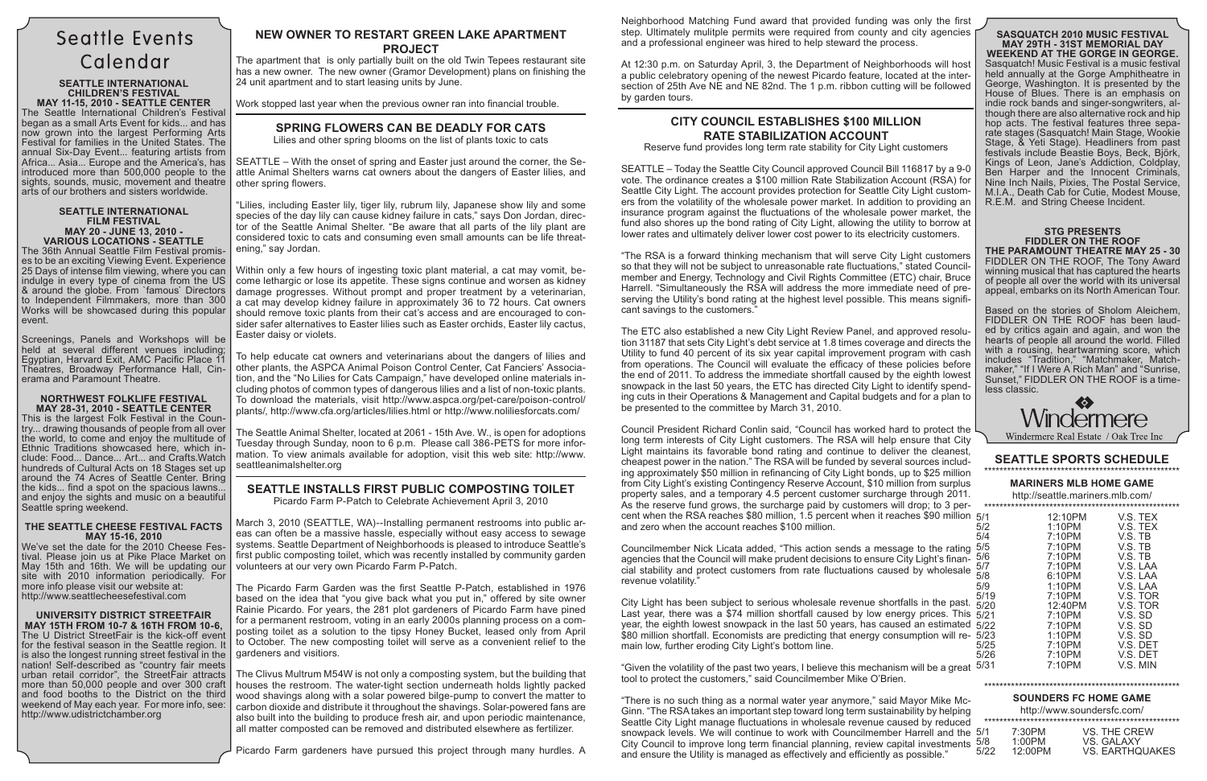# Seattle Events Calendar

### SEATTLE INTERNATIONAL CHILDREN'S FESTIVAL
### MAY 11-15, 2010 - SEATTLE CENTER

The Seattle International Children's Festival began as a small Arts Event for kids... and has now grown into the largest Performing Arts Festival for families in the United States. The annual Six-Day Event... featuring artists from Africa... Asia... Europe and the America's, has introduced more than 500,000 people to the sights, sounds, music, movement and theatre arts of our brothers and sisters worldwide.

### SEATTLE INTERNATIONAL FILM FESTIVAL
### MAY 20 - JUNE 13, 2010 - VARIOUS LOCATIONS - SEATTLE

The 36th Annual Seattle Film Festival promises to be an exciting Viewing Event. Experience 25 Days of intense film viewing, where you can indulge in every type of cinema from the US & around the globe. From 'famous' Directors to Independent Filmmakers, more than 300 Works will be showcased during this popular event.

Screenings, Panels and Workshops will be held at several different venues including; Egyptian, Harvard Exit, AMC Pacific Place 11 Theatres, Broadway Performance Hall, Cinerama and Paramount Theatre.

### NORTHWEST FOLKLIFE FESTIVAL
### MAY 28-31, 2010 - SEATTLE CENTER

This is the largest Folk Festival in the Country... drawing thousands of people from all over the world, to come and enjoy the multitude of Ethnic Traditions showcased here, which include: Food... Dance... Art... and Crafts.Watch hundreds of Cultural Acts on 18 Stages set up around the 74 Acres of Seattle Center. Bring the kids... find a spot on the spacious lawns... and enjoy the sights and music on a beautiful Seattle spring weekend.

### THE SEATTLE CHEESE FESTIVAL FACTS
### MAY 15-16, 2010

We've set the date for the 2010 Cheese Festival. Please join us at Pike Place Market on May 15th and 16th. We will be updating our site with 2010 information periodically. For more info please visit our website at: http://www.seattlecheesefestival.com

### UNIVERSITY DISTRICT STREETFAIR
### MAY 15TH FROM 10-7 & 16TH FROM 10-6,

The U District StreetFair is the kick-off event for the festival season in the Seattle region. It is also the longest running street festival in the nation! Self-described as "country fair meets urban retail corridor", the StreetFair attracts more than 50,000 people and over 300 craft and food booths to the District on the third weekend of May each year. For more info, see: http://www.udistrictchamber.org

## NEW OWNER TO RESTART GREEN LAKE APARTMENT PROJECT

The apartment that is only partially built on the old Twin Tepees restaurant site has a new owner. The new owner (Gramor Development) plans on finishing the 24 unit apartment and to start leasing units by June.

Work stopped last year when the previous owner ran into financial trouble.

## SPRING FLOWERS CAN BE DEADLY FOR CATS

Lilies and other spring blooms on the list of plants toxic to cats

SEATTLE – With the onset of spring and Easter just around the corner, the Seattle Animal Shelters warns cat owners about the dangers of Easter lilies, and other spring flowers.

"Lilies, including Easter lily, tiger lily, rubrum lily, Japanese show lily and some species of the day lily can cause kidney failure in cats," says Don Jordan, director of the Seattle Animal Shelter. "Be aware that all parts of the lily plant are considered toxic to cats and consuming even small amounts can be life threatening," say Jordan.

Within only a few hours of ingesting toxic plant material, a cat may vomit, become lethargic or lose its appetite. These signs continue and worsen as kidney damage progresses. Without prompt and proper treatment by a veterinarian, a cat may develop kidney failure in approximately 36 to 72 hours. Cat owners should remove toxic plants from their cat's access and are encouraged to consider safer alternatives to Easter lilies such as Easter orchids, Easter lily cactus, Easter daisy or violets.

To help educate cat owners and veterinarians about the dangers of lilies and other plants, the ASPCA Animal Poison Control Center, Cat Fanciers' Association, and the "No Lilies for Cats Campaign," have developed online materials including photos of common types of dangerous lilies and a list of non-toxic plants. To download the materials, visit http://www.aspca.org/pet-care/poison-control/plants/, http://www.cfa.org/articles/lilies.html or http://www.noliliesforcats.com/

The Seattle Animal Shelter, located at 2061 - 15th Ave. W., is open for adoptions Tuesday through Sunday, noon to 6 p.m. Please call 386-PETS for more information. To view animals available for adoption, visit this web site: http://www.seattleanimalshelter.org

## SEATTLE INSTALLS FIRST PUBLIC COMPOSTING TOILET

Picardo Farm P-Patch to Celebrate Achievement April 3, 2010

March 3, 2010 (SEATTLE, WA)--Installing permanent restrooms into public areas can often be a massive hassle, especially without easy access to sewage systems. Seattle Department of Neighborhoods is pleased to introduce Seattle's first public composting toilet, which was recently installed by community garden volunteers at our very own Picardo Farm P-Patch.

The Picardo Farm Garden was the first Seattle P-Patch, established in 1976 based on the idea that "you give back what you put in," offered by site owner Rainie Picardo. For years, the 281 plot gardeners of Picardo Farm have pined for a permanent restroom, voting in an early 2000s planning process on a composting toilet as a solution to the tipsy Honey Bucket, leased only from April to October. The new composting toilet will serve as a convenient relief to the gardeners and visitors.

The Clivus Multrum M54W is not only a composting system, but the building that houses the restroom. The water-tight section underneath holds lightly packed wood shavings along with a solar powered bilge-pump to convert the matter to carbon dioxide and distribute it throughout the shavings. Solar-powered fans are also built into the building to produce fresh air, and upon periodic maintenance, all matter composted can be removed and distributed elsewhere as fertilizer.

Picardo Farm gardeners have pursued this project through many hurdles. A Neighborhood Matching Fund award that provided funding was only the first step. Ultimately mulitple permits were required from county and city agencies and a professional engineer was hired to help steward the process.

At 12:30 p.m. on Saturday April, 3, the Department of Neighborhoods will host a public celebratory opening of the newest Picardo feature, located at the intersection of 25th Ave NE and NE 82nd. The 1 p.m. ribbon cutting will be followed by garden tours.

## CITY COUNCIL ESTABLISHES $100 MILLION RATE STABILIZATION ACCOUNT

Reserve fund provides long term rate stability for City Light customers

SEATTLE – Today the Seattle City Council approved Council Bill 116817 by a 9-0 vote. The ordinance creates a $100 million Rate Stabilization Account (RSA) for Seattle City Light. The account provides protection for Seattle City Light customers from the volatility of the wholesale power market. In addition to providing an insurance program against the fluctuations of the wholesale power market, the fund also shores up the bond rating of City Light, allowing the utility to borrow at lower rates and ultimately deliver lower cost power to its electricity customers.

"The RSA is a forward thinking mechanism that will serve City Light customers so that they will not be subject to unreasonable rate fluctuations," stated Councilmember and Energy, Technology and Civil Rights Committee (ETC) chair, Bruce Harrell. "Simultaneously the RSA will address the more immediate need of preserving the Utility's bond rating at the highest level possible. This means significant savings to the customers."

The ETC also established a new City Light Review Panel, and approved resolution 31187 that sets City Light's debt service at 1.8 times coverage and directs the Utility to fund 40 percent of its six year capital improvement program with cash from operations. The Council will evaluate the efficacy of these policies before the end of 2011. To address the immediate shortfall caused by the eighth lowest snowpack in the last 50 years, the ETC has directed City Light to identify spending cuts in their Operations & Management and Capital budgets and for a plan to be presented to the committee by March 31, 2010.

Council President Richard Conlin said, "Council has worked hard to protect the long term interests of City Light customers. The RSA will help ensure that City Light maintains its favorable bond rating and continue to deliver the cleanest, cheapest power in the nation." The RSA will be funded by several sources including approximately $50 million in refinancing of City Light bonds, up to $25 million from City Light's existing Contingency Reserve Account, $10 million from surplus property sales, and a temporary 4.5 percent customer surcharge through 2011. As the reserve fund grows, the surcharge paid by customers will drop; to 3 percent when the RSA reaches $80 million, 1.5 percent when it reaches $90 million and zero when the account reaches $100 million.

Councilmember Nick Licata added, "This action sends a message to the rating agencies that the Council will make prudent decisions to ensure City Light's financial stability and protect customers from rate fluctuations caused by wholesale revenue volatility."

City Light has been subject to serious wholesale revenue shortfalls in the past. Last year, there was a $74 million shortfall caused by low energy prices. This year, the eighth lowest snowpack in the last 50 years, has caused an estimated $80 million shortfall. Economists are predicting that energy consumption will remain low, further eroding City Light's bottom line.

"Given the volatility of the past two years, I believe this mechanism will be a great tool to protect the customers," said Councilmember Mike O'Brien.

"There is no such thing as a normal water year anymore," said Mayor Mike McGinn. "The RSA takes an important step toward long term sustainability by helping Seattle City Light manage fluctuations in wholesale revenue caused by reduced snowpack levels. We will continue to work with Councilmember Harrell and the City Council to improve long term financial planning, review capital investments and ensure the Utility is managed as effectively and efficiently as possible."

### SASQUATCH 2010 MUSIC FESTIVAL
### MAY 29TH - 31ST MEMORIAL DAY WEEKEND AT THE GORGE IN GEORGE.

Sasquatch! Music Festival is a music festival held annually at the Gorge Amphitheatre in George, Washington. It is presented by the House of Blues. There is an emphasis on indie rock bands and singer-songwriters, although there are also alternative rock and hip hop acts. The festival features three separate stages (Sasquatch! Main Stage, Wookie Stage, & Yeti Stage). Headliners from past festivals include Beastie Boys, Beck, Björk, Kings of Leon, Jane's Addiction, Coldplay, Ben Harper and the Innocent Criminals, Nine Inch Nails, Pixies, The Postal Service, M.I.A., Death Cab for Cutie, Modest Mouse, R.E.M. and String Cheese Incident.

### STG PRESENTS
### FIDDLER ON THE ROOF
### THE PARAMOUNT THEATRE MAY 25 - 30

FIDDLER ON THE ROOF, The Tony Award winning musical that has captured the hearts of people all over the world with its universal appeal, embarks on its North American Tour.

Based on the stories of Sholom Aleichem, FIDDLER ON THE ROOF has been lauded by critics again and again, and won the hearts of people all around the world. Filled with a rousing, heartwarming score, which includes "Tradition," "Matchmaker, Matchmaker," "If I Were A Rich Man" and "Sunrise, Sunset," FIDDLER ON THE ROOF is a timeless classic.

Windermere

Windermere Real Estate / Oak Tree Inc

## SEATTLE SPORTS SCHEDULE

### MARINERS MLB HOME GAME

http://seattle.mariners.mlb.com/

| | | |
|---|---|---|
| 5/1 | 12:10PM | V.S. TEX |
| 5/2 | 1:10PM | V.S. TEX |
| 5/4 | 7:10PM | V.S. TB |
| 5/5 | 7:10PM | V.S. TB |
| 5/6 | 7:10PM | V.S. TB |
| 5/7 | 7:10PM | V.S. LAA |
| 5/8 | 6:10PM | V.S. LAA |
| 5/9 | 1:10PM | V.S. LAA |
| 5/19 | 7:10PM | V.S. TOR |
| 5/20 | 12:40PM | V.S. TOR |
| 5/21 | 7:10PM | V.S. SD |
| 5/22 | 7:10PM | V.S. SD |
| 5/23 | 1:10PM | V.S. SD |
| 5/25 | 7:10PM | V.S. DET |
| 5/26 | 7:10PM | V.S. DET |
| 5/31 | 7:10PM | V.S. MIN |

### SOUNDERS FC HOME GAME

http://www.soundersfc.com/

| | | |
|---|---|---|
| 5/1 | 7:30PM | VS. THE CREW |
| 5/8 | 1:00PM | VS. GALAXY |
| 5/22 | 12:00PM | VS. EARTHQUAKES |